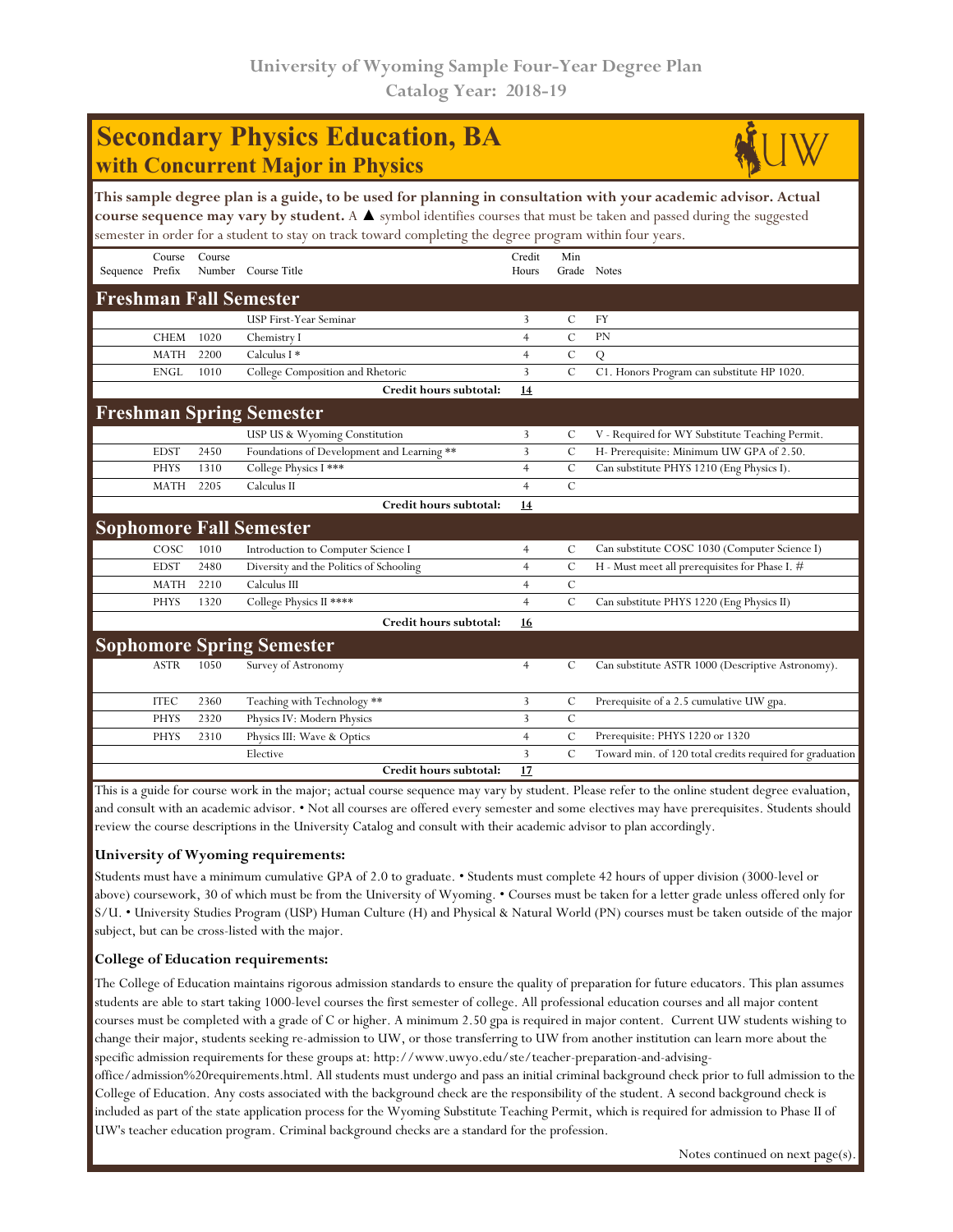# University of Wyoming Sample Four-Year Degree Plan
## Catalog Year: 2018-19

# Secondary Physics Education, BA
## with Concurrent Major in Physics

**This sample degree plan is a guide, to be used for planning in consultation with your academic advisor. Actual course sequence may vary by student.** A ▲ symbol identifies courses that must be taken and passed during the suggested semester in order for a student to stay on track toward completing the degree program within four years.

| Sequence | Course Prefix | Course Number | Course Title | Credit Hours | Min Grade | Notes |
|---|---|---|---|---|---|---|
| **Freshman Fall Semester** | | | | | | |
| | | | USP First-Year Seminar | 3 | C | FY |
| | CHEM | 1020 | Chemistry I | 4 | C | PN |
| | MATH | 2200 | Calculus I * | 4 | C | Q |
| | ENGL | 1010 | College Composition and Rhetoric | 3 | C | C1. Honors Program can substitute HP 1020. |
| | | | **Credit hours subtotal:** | **14** | | |
| **Freshman Spring Semester** | | | | | | |
| | | | USP US & Wyoming Constitution | 3 | C | V - Required for WY Substitute Teaching Permit. |
| | EDST | 2450 | Foundations of Development and Learning ** | 3 | C | H- Prerequisite: Minimum UW GPA of 2.50. |
| | PHYS | 1310 | College Physics I *** | 4 | C | Can substitute PHYS 1210 (Eng Physics I). |
| | MATH | 2205 | Calculus II | 4 | C | |
| | | | **Credit hours subtotal:** | **14** | | |
| **Sophomore Fall Semester** | | | | | | |
| | COSC | 1010 | Introduction to Computer Science I | 4 | C | Can substitute COSC 1030 (Computer Science I) |
| | EDST | 2480 | Diversity and the Politics of Schooling | 4 | C | H - Must meet all prerequisites for Phase I. # |
| | MATH | 2210 | Calculus III | 4 | C | |
| | PHYS | 1320 | College Physics II **** | 4 | C | Can substitute PHYS 1220 (Eng Physics II) |
| | | | **Credit hours subtotal:** | **16** | | |
| **Sophomore Spring Semester** | | | | | | |
| | ASTR | 1050 | Survey of Astronomy | 4 | C | Can substitute ASTR 1000 (Descriptive Astronomy). |
| | ITEC | 2360 | Teaching with Technology ** | 3 | C | Prerequisite of a 2.5 cumulative UW gpa. |
| | PHYS | 2320 | Physics IV: Modern Physics | 3 | C | |
| | PHYS | 2310 | Physics III: Wave & Optics | 4 | C | Prerequisite: PHYS 1220 or 1320 |
| | | | Elective | 3 | C | Toward min. of 120 total credits required for graduation |
| | | | **Credit hours subtotal:** | **17** | | |

This is a guide for course work in the major; actual course sequence may vary by student. Please refer to the online student degree evaluation, and consult with an academic advisor. • Not all courses are offered every semester and some electives may have prerequisites. Students should review the course descriptions in the University Catalog and consult with their academic advisor to plan accordingly.

**University of Wyoming requirements:**

Students must have a minimum cumulative GPA of 2.0 to graduate. • Students must complete 42 hours of upper division (3000-level or above) coursework, 30 of which must be from the University of Wyoming. • Courses must be taken for a letter grade unless offered only for S/U. • University Studies Program (USP) Human Culture (H) and Physical & Natural World (PN) courses must be taken outside of the major subject, but can be cross-listed with the major.

**College of Education requirements:**

The College of Education maintains rigorous admission standards to ensure the quality of preparation for future educators. This plan assumes students are able to start taking 1000-level courses the first semester of college. All professional education courses and all major content courses must be completed with a grade of C or higher. A minimum 2.50 gpa is required in major content. Current UW students wishing to change their major, students seeking re-admission to UW, or those transferring to UW from another institution can learn more about the specific admission requirements for these groups at: http://www.uwyo.edu/ste/teacher-preparation-and-advising-office/admission%20requirements.html. All students must undergo and pass an initial criminal background check prior to full admission to the College of Education. Any costs associated with the background check are the responsibility of the student. A second background check is included as part of the state application process for the Wyoming Substitute Teaching Permit, which is required for admission to Phase II of UW's teacher education program. Criminal background checks are a standard for the profession.

Notes continued on next page(s).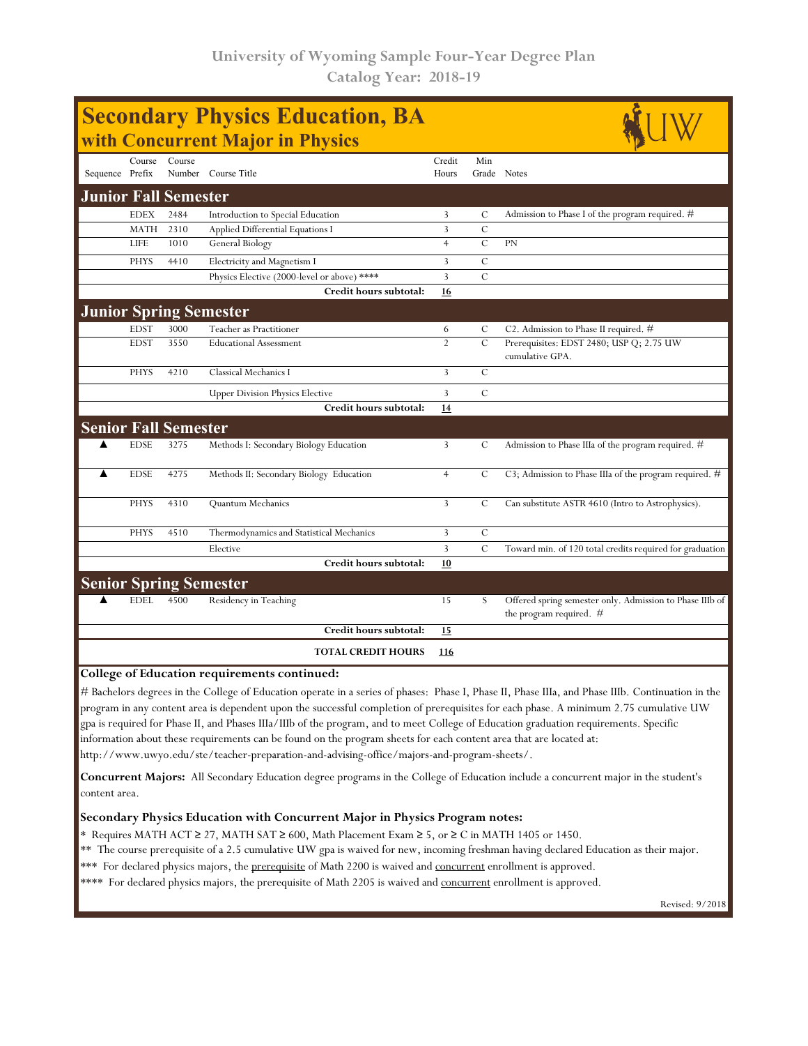University of Wyoming Sample Four-Year Degree Plan
Catalog Year: 2018-19

# Secondary Physics Education, BA
## with Concurrent Major in Physics

| Sequence | Course Prefix | Course Number | Course Title | Credit Hours | Min Grade | Notes |
|---|---|---|---|---|---|---|
| **Junior Fall Semester** | | | | | | |
| | EDEX | 2484 | Introduction to Special Education | 3 | C | Admission to Phase I of the program required. # |
| | MATH | 2310 | Applied Differential Equations I | 3 | C | |
| | LIFE | 1010 | General Biology | 4 | C | PN |
| | PHYS | 4410 | Electricity and Magnetism I | 3 | C | |
| | | | Physics Elective (2000-level or above) **** | 3 | C | |
| | | | **Credit hours subtotal:** | **16** | | |
| **Junior Spring Semester** | | | | | | |
| | EDST | 3000 | Teacher as Practitioner | 6 | C | C2. Admission to Phase II required. # |
| | EDST | 3550 | Educational Assessment | 2 | C | Prerequisites: EDST 2480; USP Q; 2.75 UW cumulative GPA. |
| | PHYS | 4210 | Classical Mechanics I | 3 | C | |
| | | | Upper Division Physics Elective | 3 | C | |
| | | | **Credit hours subtotal:** | **14** | | |
| **Senior Fall Semester** | | | | | | |
| ▲ | EDSE | 3275 | Methods I: Secondary Biology Education | 3 | C | Admission to Phase IIIa of the program required. # |
| ▲ | EDSE | 4275 | Methods II: Secondary Biology Education | 4 | C | C3; Admission to Phase IIIa of the program required. # |
| | PHYS | 4310 | Quantum Mechanics | 3 | C | Can substitute ASTR 4610 (Intro to Astrophysics). |
| | PHYS | 4510 | Thermodynamics and Statistical Mechanics | 3 | C | |
| | | | Elective | 3 | C | Toward min. of 120 total credits required for graduation |
| | | | **Credit hours subtotal:** | **10** | | |
| **Senior Spring Semester** | | | | | | |
| ▲ | EDEL | 4500 | Residency in Teaching | 15 | S | Offered spring semester only. Admission to Phase IIIb of the program required. # |
| | | | **Credit hours subtotal:** | **15** | | |
| | | | **TOTAL CREDIT HOURS** | **116** | | |

**College of Education requirements continued:**

# Bachelors degrees in the College of Education operate in a series of phases: Phase I, Phase II, Phase IIIa, and Phase IIIb. Continuation in the program in any content area is dependent upon the successful completion of prerequisites for each phase. A minimum 2.75 cumulative UW gpa is required for Phase II, and Phases IIIa/IIIb of the program, and to meet College of Education graduation requirements. Specific information about these requirements can be found on the program sheets for each content area that are located at: http://www.uwyo.edu/ste/teacher-preparation-and-advising-office/majors-and-program-sheets/.

**Concurrent Majors:** All Secondary Education degree programs in the College of Education include a concurrent major in the student's content area.

**Secondary Physics Education with Concurrent Major in Physics Program notes:**

* Requires MATH ACT ≥ 27, MATH SAT ≥ 600, Math Placement Exam ≥ 5, or ≥ C in MATH 1405 or 1450.
** The course prerequisite of a 2.5 cumulative UW gpa is waived for new, incoming freshman having declared Education as their major.
*** For declared physics majors, the prerequisite of Math 2200 is waived and concurrent enrollment is approved.
**** For declared physics majors, the prerequisite of Math 2205 is waived and concurrent enrollment is approved.

Revised: 9/2018